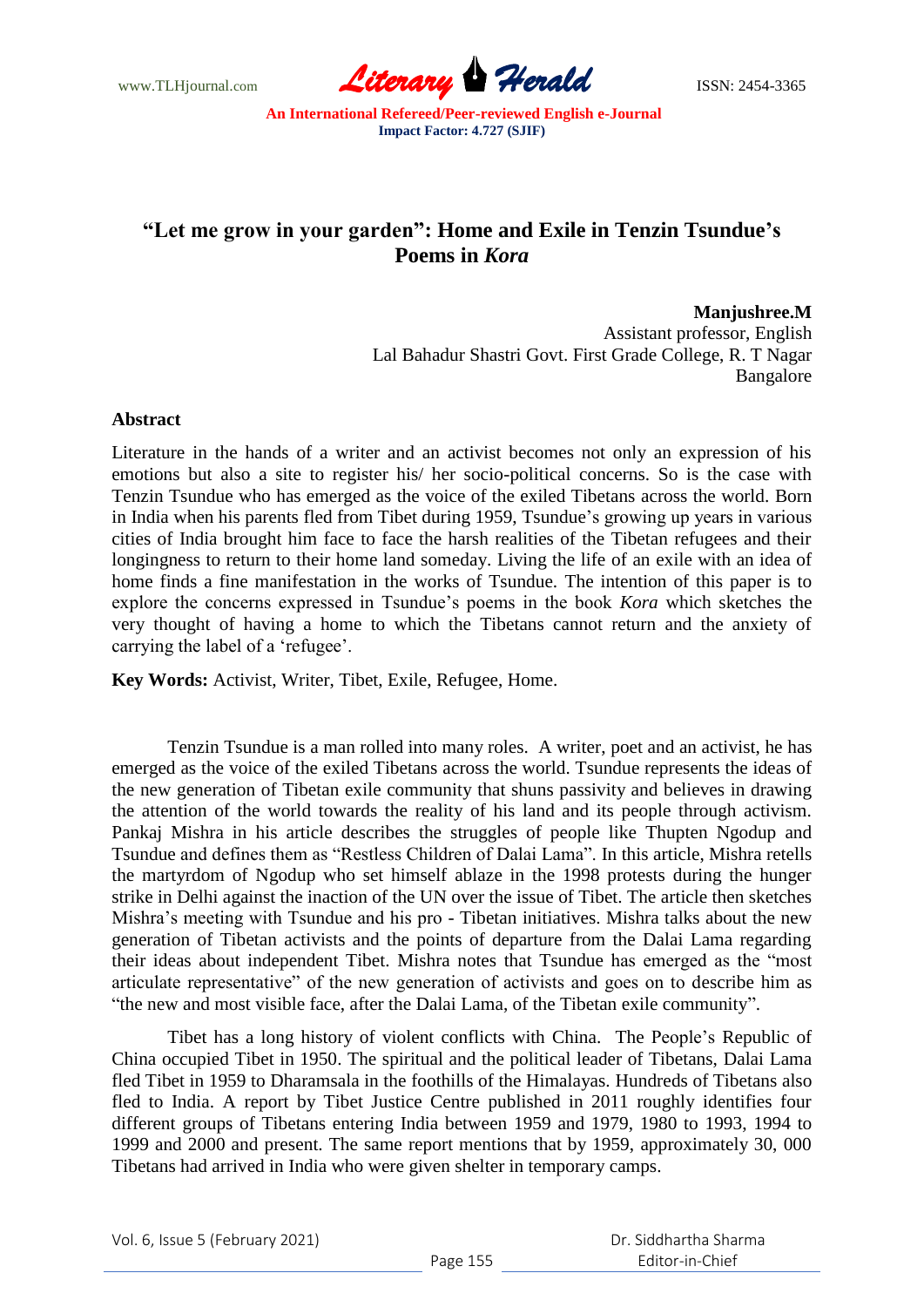# "Let me grow in your garden": Home and Exile in Tenzin Tsundue's Poems in *Kora*

**Manjushree.M**
Assistant professor, English
Lal Bahadur Shastri Govt. First Grade College, R. T Nagar
Bangalore

## Abstract

Literature in the hands of a writer and an activist becomes not only an expression of his emotions but also a site to register his/ her socio-political concerns. So is the case with Tenzin Tsundue who has emerged as the voice of the exiled Tibetans across the world. Born in India when his parents fled from Tibet during 1959, Tsundue's growing up years in various cities of India brought him face to face the harsh realities of the Tibetan refugees and their longingness to return to their home land someday. Living the life of an exile with an idea of home finds a fine manifestation in the works of Tsundue. The intention of this paper is to explore the concerns expressed in Tsundue's poems in the book *Kora* which sketches the very thought of having a home to which the Tibetans cannot return and the anxiety of carrying the label of a 'refugee'.

**Key Words:** Activist, Writer, Tibet, Exile, Refugee, Home.

Tenzin Tsundue is a man rolled into many roles. A writer, poet and an activist, he has emerged as the voice of the exiled Tibetans across the world. Tsundue represents the ideas of the new generation of Tibetan exile community that shuns passivity and believes in drawing the attention of the world towards the reality of his land and its people through activism. Pankaj Mishra in his article describes the struggles of people like Thupten Ngodup and Tsundue and defines them as "Restless Children of Dalai Lama". In this article, Mishra retells the martyrdom of Ngodup who set himself ablaze in the 1998 protests during the hunger strike in Delhi against the inaction of the UN over the issue of Tibet. The article then sketches Mishra's meeting with Tsundue and his pro - Tibetan initiatives. Mishra talks about the new generation of Tibetan activists and the points of departure from the Dalai Lama regarding their ideas about independent Tibet. Mishra notes that Tsundue has emerged as the "most articulate representative" of the new generation of activists and goes on to describe him as "the new and most visible face, after the Dalai Lama, of the Tibetan exile community".

Tibet has a long history of violent conflicts with China. The People's Republic of China occupied Tibet in 1950. The spiritual and the political leader of Tibetans, Dalai Lama fled Tibet in 1959 to Dharamsala in the foothills of the Himalayas. Hundreds of Tibetans also fled to India. A report by Tibet Justice Centre published in 2011 roughly identifies four different groups of Tibetans entering India between 1959 and 1979, 1980 to 1993, 1994 to 1999 and 2000 and present. The same report mentions that by 1959, approximately 30, 000 Tibetans had arrived in India who were given shelter in temporary camps.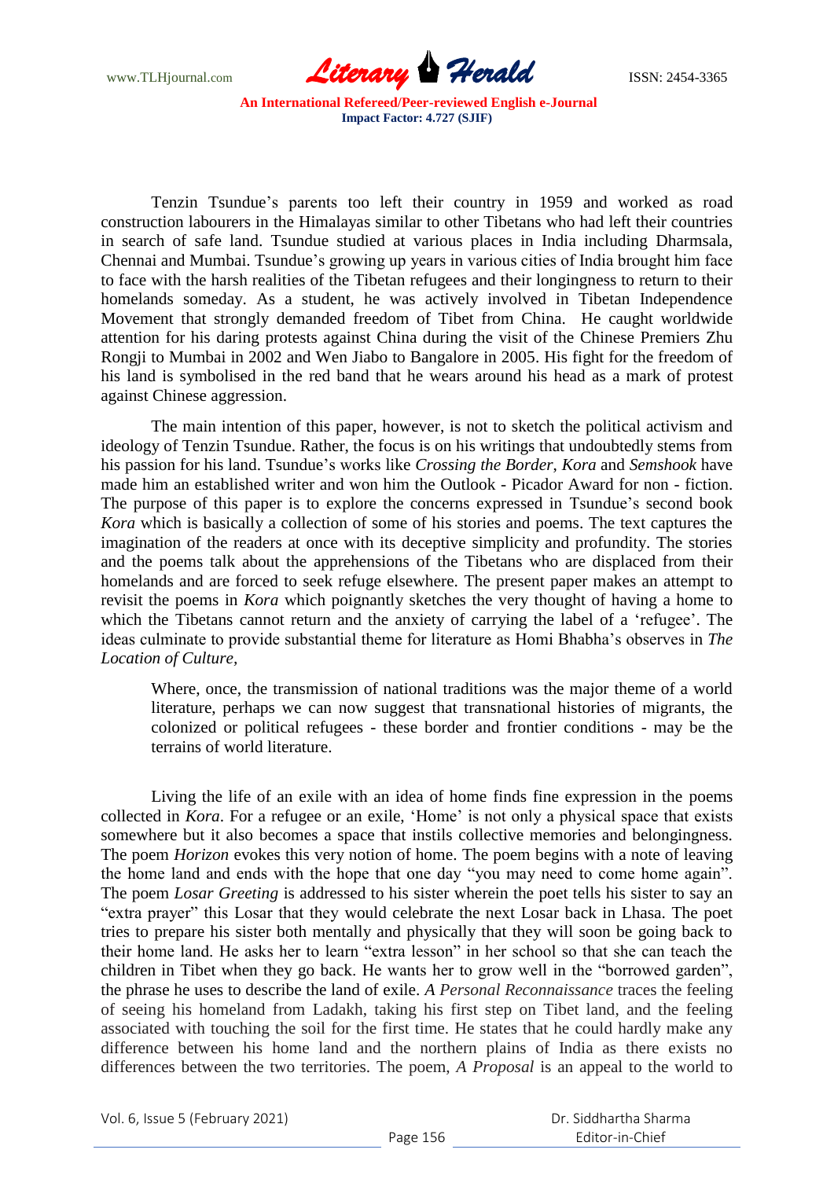Tenzin Tsundue's parents too left their country in 1959 and worked as road construction labourers in the Himalayas similar to other Tibetans who had left their countries in search of safe land. Tsundue studied at various places in India including Dharmsala, Chennai and Mumbai. Tsundue's growing up years in various cities of India brought him face to face with the harsh realities of the Tibetan refugees and their longingness to return to their homelands someday. As a student, he was actively involved in Tibetan Independence Movement that strongly demanded freedom of Tibet from China. He caught worldwide attention for his daring protests against China during the visit of the Chinese Premiers Zhu Rongji to Mumbai in 2002 and Wen Jiabo to Bangalore in 2005. His fight for the freedom of his land is symbolised in the red band that he wears around his head as a mark of protest against Chinese aggression.

The main intention of this paper, however, is not to sketch the political activism and ideology of Tenzin Tsundue. Rather, the focus is on his writings that undoubtedly stems from his passion for his land. Tsundue's works like *Crossing the Border*, *Kora* and *Semshook* have made him an established writer and won him the Outlook - Picador Award for non - fiction. The purpose of this paper is to explore the concerns expressed in Tsundue's second book *Kora* which is basically a collection of some of his stories and poems. The text captures the imagination of the readers at once with its deceptive simplicity and profundity. The stories and the poems talk about the apprehensions of the Tibetans who are displaced from their homelands and are forced to seek refuge elsewhere. The present paper makes an attempt to revisit the poems in *Kora* which poignantly sketches the very thought of having a home to which the Tibetans cannot return and the anxiety of carrying the label of a 'refugee'. The ideas culminate to provide substantial theme for literature as Homi Bhabha's observes in *The Location of Culture,*

> Where, once, the transmission of national traditions was the major theme of a world literature, perhaps we can now suggest that transnational histories of migrants, the colonized or political refugees - these border and frontier conditions - may be the terrains of world literature.

Living the life of an exile with an idea of home finds fine expression in the poems collected in *Kora*. For a refugee or an exile, 'Home' is not only a physical space that exists somewhere but it also becomes a space that instils collective memories and belongingness. The poem *Horizon* evokes this very notion of home. The poem begins with a note of leaving the home land and ends with the hope that one day "you may need to come home again". The poem *Losar Greeting* is addressed to his sister wherein the poet tells his sister to say an "extra prayer" this Losar that they would celebrate the next Losar back in Lhasa. The poet tries to prepare his sister both mentally and physically that they will soon be going back to their home land. He asks her to learn "extra lesson" in her school so that she can teach the children in Tibet when they go back. He wants her to grow well in the "borrowed garden", the phrase he uses to describe the land of exile. *A Personal Reconnaissance* traces the feeling of seeing his homeland from Ladakh, taking his first step on Tibet land, and the feeling associated with touching the soil for the first time. He states that he could hardly make any difference between his home land and the northern plains of India as there exists no differences between the two territories. The poem, *A Proposal* is an appeal to the world to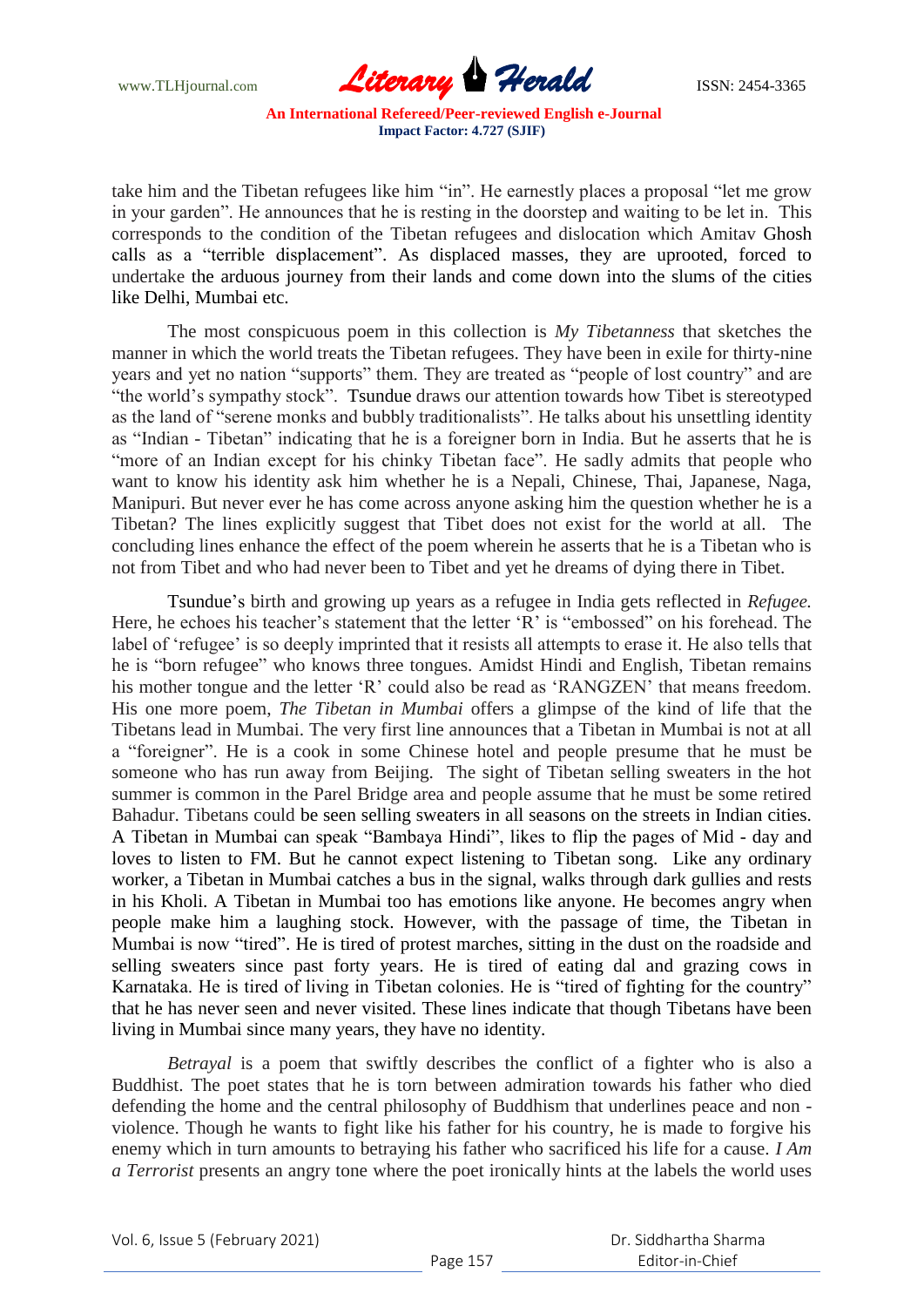take him and the Tibetan refugees like him "in". He earnestly places a proposal "let me grow in your garden". He announces that he is resting in the doorstep and waiting to be let in. This corresponds to the condition of the Tibetan refugees and dislocation which Amitav Ghosh calls as a "terrible displacement". As displaced masses, they are uprooted, forced to undertake the arduous journey from their lands and come down into the slums of the cities like Delhi, Mumbai etc.

The most conspicuous poem in this collection is *My Tibetanness* that sketches the manner in which the world treats the Tibetan refugees. They have been in exile for thirty-nine years and yet no nation "supports" them. They are treated as "people of lost country" and are "the world's sympathy stock". Tsundue draws our attention towards how Tibet is stereotyped as the land of "serene monks and bubbly traditionalists". He talks about his unsettling identity as "Indian - Tibetan" indicating that he is a foreigner born in India. But he asserts that he is "more of an Indian except for his chinky Tibetan face". He sadly admits that people who want to know his identity ask him whether he is a Nepali, Chinese, Thai, Japanese, Naga, Manipuri. But never ever he has come across anyone asking him the question whether he is a Tibetan? The lines explicitly suggest that Tibet does not exist for the world at all. The concluding lines enhance the effect of the poem wherein he asserts that he is a Tibetan who is not from Tibet and who had never been to Tibet and yet he dreams of dying there in Tibet.

Tsundue's birth and growing up years as a refugee in India gets reflected in *Refugee.* Here, he echoes his teacher's statement that the letter 'R' is "embossed" on his forehead. The label of 'refugee' is so deeply imprinted that it resists all attempts to erase it. He also tells that he is "born refugee" who knows three tongues. Amidst Hindi and English, Tibetan remains his mother tongue and the letter 'R' could also be read as 'RANGZEN' that means freedom. His one more poem, *The Tibetan in Mumbai* offers a glimpse of the kind of life that the Tibetans lead in Mumbai. The very first line announces that a Tibetan in Mumbai is not at all a "foreigner". He is a cook in some Chinese hotel and people presume that he must be someone who has run away from Beijing. The sight of Tibetan selling sweaters in the hot summer is common in the Parel Bridge area and people assume that he must be some retired Bahadur. Tibetans could be seen selling sweaters in all seasons on the streets in Indian cities. A Tibetan in Mumbai can speak "Bambaya Hindi", likes to flip the pages of Mid - day and loves to listen to FM. But he cannot expect listening to Tibetan song. Like any ordinary worker, a Tibetan in Mumbai catches a bus in the signal, walks through dark gullies and rests in his Kholi. A Tibetan in Mumbai too has emotions like anyone. He becomes angry when people make him a laughing stock. However, with the passage of time, the Tibetan in Mumbai is now "tired". He is tired of protest marches, sitting in the dust on the roadside and selling sweaters since past forty years. He is tired of eating dal and grazing cows in Karnataka. He is tired of living in Tibetan colonies. He is "tired of fighting for the country" that he has never seen and never visited. These lines indicate that though Tibetans have been living in Mumbai since many years, they have no identity.

*Betrayal* is a poem that swiftly describes the conflict of a fighter who is also a Buddhist. The poet states that he is torn between admiration towards his father who died defending the home and the central philosophy of Buddhism that underlines peace and non - violence. Though he wants to fight like his father for his country, he is made to forgive his enemy which in turn amounts to betraying his father who sacrificed his life for a cause. *I Am a Terrorist* presents an angry tone where the poet ironically hints at the labels the world uses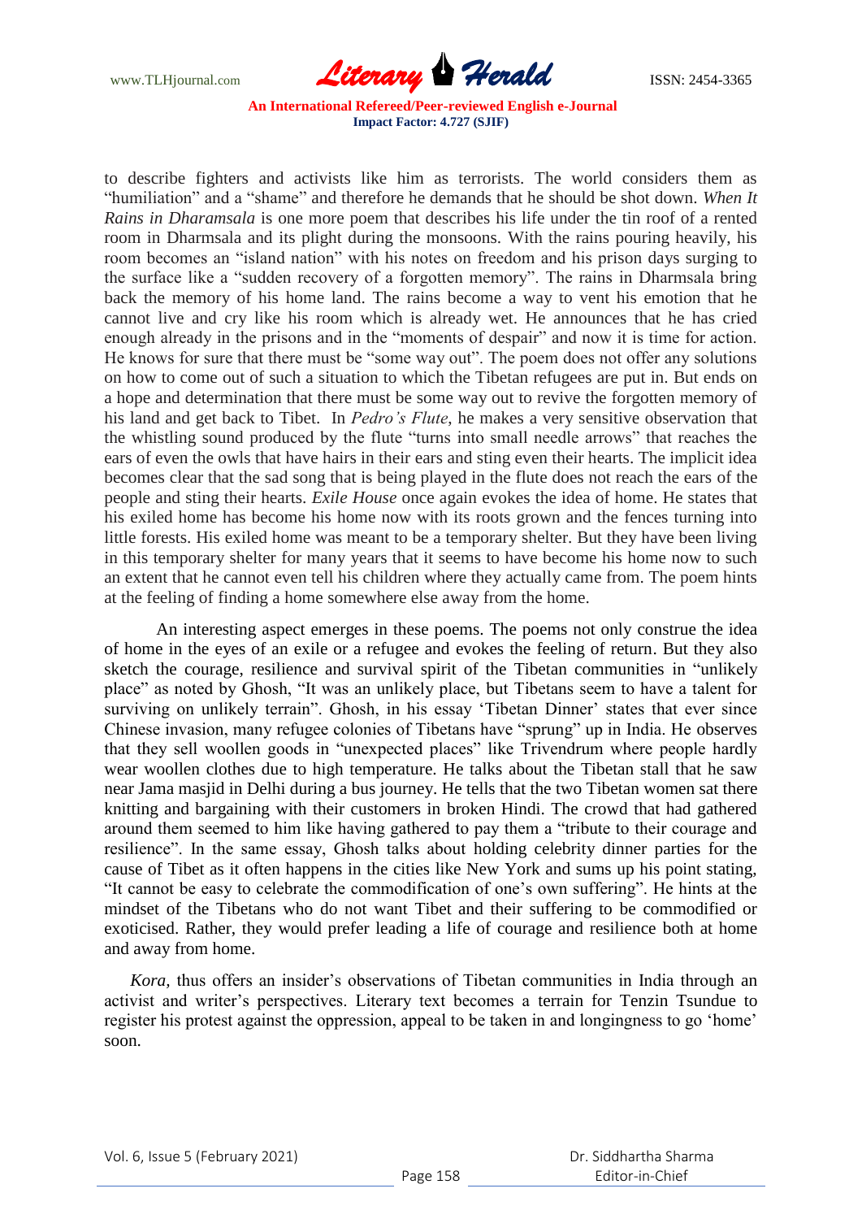to describe fighters and activists like him as terrorists. The world considers them as "humiliation" and a "shame" and therefore he demands that he should be shot down. *When It Rains in Dharamsala* is one more poem that describes his life under the tin roof of a rented room in Dharmsala and its plight during the monsoons. With the rains pouring heavily, his room becomes an "island nation" with his notes on freedom and his prison days surging to the surface like a "sudden recovery of a forgotten memory". The rains in Dharmsala bring back the memory of his home land. The rains become a way to vent his emotion that he cannot live and cry like his room which is already wet. He announces that he has cried enough already in the prisons and in the "moments of despair" and now it is time for action. He knows for sure that there must be "some way out". The poem does not offer any solutions on how to come out of such a situation to which the Tibetan refugees are put in. But ends on a hope and determination that there must be some way out to revive the forgotten memory of his land and get back to Tibet. In *Pedro's Flute*, he makes a very sensitive observation that the whistling sound produced by the flute "turns into small needle arrows" that reaches the ears of even the owls that have hairs in their ears and sting even their hearts. The implicit idea becomes clear that the sad song that is being played in the flute does not reach the ears of the people and sting their hearts. *Exile House* once again evokes the idea of home. He states that his exiled home has become his home now with its roots grown and the fences turning into little forests. His exiled home was meant to be a temporary shelter. But they have been living in this temporary shelter for many years that it seems to have become his home now to such an extent that he cannot even tell his children where they actually came from. The poem hints at the feeling of finding a home somewhere else away from the home.

An interesting aspect emerges in these poems. The poems not only construe the idea of home in the eyes of an exile or a refugee and evokes the feeling of return. But they also sketch the courage, resilience and survival spirit of the Tibetan communities in "unlikely place" as noted by Ghosh, "It was an unlikely place, but Tibetans seem to have a talent for surviving on unlikely terrain". Ghosh, in his essay 'Tibetan Dinner' states that ever since Chinese invasion, many refugee colonies of Tibetans have "sprung" up in India. He observes that they sell woollen goods in "unexpected places" like Trivendrum where people hardly wear woollen clothes due to high temperature. He talks about the Tibetan stall that he saw near Jama masjid in Delhi during a bus journey. He tells that the two Tibetan women sat there knitting and bargaining with their customers in broken Hindi. The crowd that had gathered around them seemed to him like having gathered to pay them a "tribute to their courage and resilience". In the same essay, Ghosh talks about holding celebrity dinner parties for the cause of Tibet as it often happens in the cities like New York and sums up his point stating, "It cannot be easy to celebrate the commodification of one's own suffering". He hints at the mindset of the Tibetans who do not want Tibet and their suffering to be commodified or exoticised. Rather, they would prefer leading a life of courage and resilience both at home and away from home.

*Kora,* thus offers an insider's observations of Tibetan communities in India through an activist and writer's perspectives. Literary text becomes a terrain for Tenzin Tsundue to register his protest against the oppression, appeal to be taken in and longingness to go 'home' soon.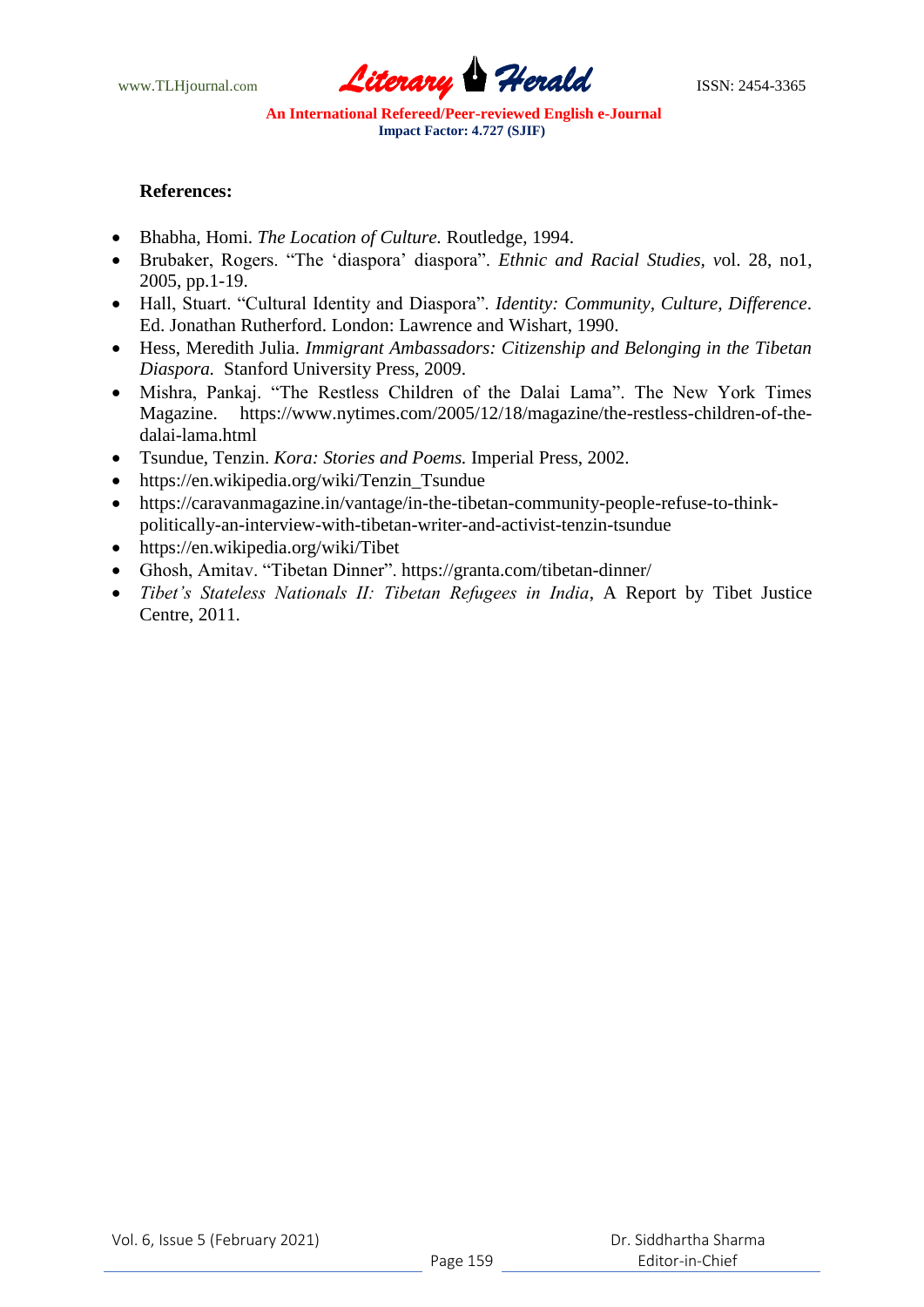**References:**

- Bhabha, Homi. *The Location of Culture.* Routledge, 1994.
- Brubaker, Rogers. "The 'diaspora' diaspora". *Ethnic and Racial Studies*, vol. 28, no1, 2005, pp.1-19.
- Hall, Stuart. "Cultural Identity and Diaspora". *Identity: Community, Culture, Difference*. Ed. Jonathan Rutherford. London: Lawrence and Wishart, 1990.
- Hess, Meredith Julia. *Immigrant Ambassadors: Citizenship and Belonging in the Tibetan Diaspora.* Stanford University Press, 2009.
- Mishra, Pankaj. "The Restless Children of the Dalai Lama". The New York Times Magazine. https://www.nytimes.com/2005/12/18/magazine/the-restless-children-of-the-dalai-lama.html
- Tsundue, Tenzin. *Kora: Stories and Poems.* Imperial Press, 2002.
- https://en.wikipedia.org/wiki/Tenzin_Tsundue
- https://caravanmagazine.in/vantage/in-the-tibetan-community-people-refuse-to-think-politically-an-interview-with-tibetan-writer-and-activist-tenzin-tsundue
- https://en.wikipedia.org/wiki/Tibet
- Ghosh, Amitav. "Tibetan Dinner". https://granta.com/tibetan-dinner/
- *Tibet's Stateless Nationals II: Tibetan Refugees in India*, A Report by Tibet Justice Centre, 2011.